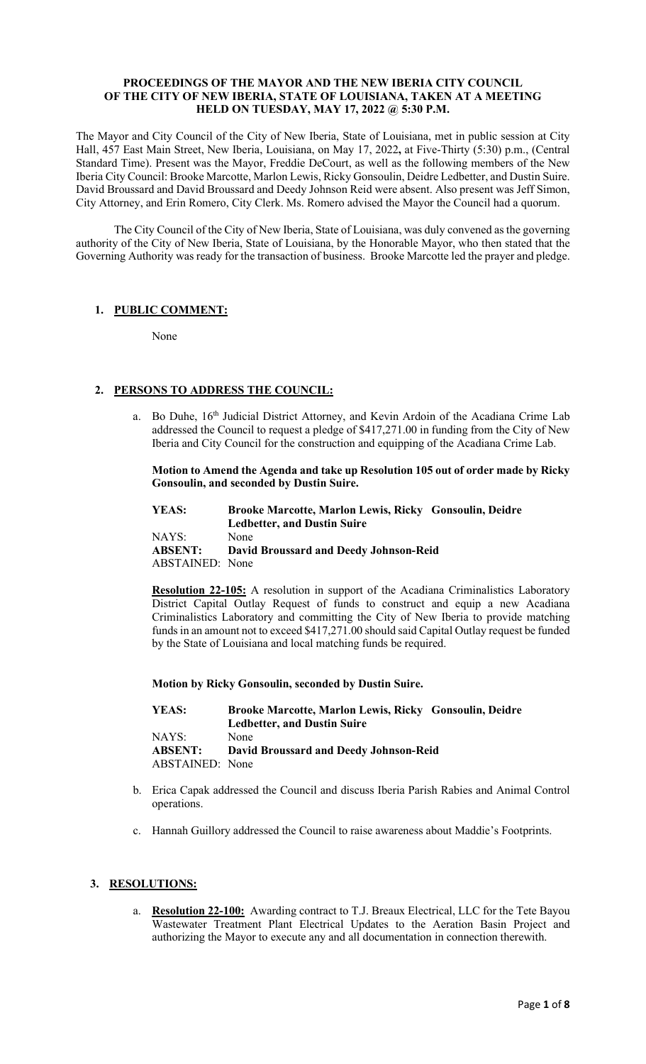**PROCEEDINGS OF THE MAYOR AND THE NEW IBERIA CITY COUNCIL OF THE CITY OF NEW IBERIA, STATE OF LOUISIANA, TAKEN AT A MEETING HELD ON TUESDAY, MAY 17, 2022 @ 5:30 P.M.**

The Mayor and City Council of the City of New Iberia, State of Louisiana, met in public session at City Hall, 457 East Main Street, New Iberia, Louisiana, on May 17, 2022**,** at Five-Thirty (5:30) p.m., (Central Standard Time). Present was the Mayor, Freddie DeCourt, as well as the following members of the New Iberia City Council: Brooke Marcotte, Marlon Lewis, Ricky Gonsoulin, Deidre Ledbetter, and Dustin Suire. David Broussard and David Broussard and Deedy Johnson Reid were absent. Also present was Jeff Simon, City Attorney, and Erin Romero, City Clerk. Ms. Romero advised the Mayor the Council had a quorum.

The City Council of the City of New Iberia, State of Louisiana, was duly convened as the governing authority of the City of New Iberia, State of Louisiana, by the Honorable Mayor, who then stated that the Governing Authority was ready for the transaction of business. Brooke Marcotte led the prayer and pledge.

1. **PUBLIC COMMENT:**

   None

2. **PERSONS TO ADDRESS THE COUNCIL:**

   a. Bo Duhe, 16th Judicial District Attorney, and Kevin Ardoin of the Acadiana Crime Lab addressed the Council to request a pledge of $417,271.00 in funding from the City of New Iberia and City Council for the construction and equipping of the Acadiana Crime Lab.

   **Motion to Amend the Agenda and take up Resolution 105 out of order made by Ricky Gonsoulin, and seconded by Dustin Suire.**

   | | |
   |---|---|
   | **YEAS:** | **Brooke Marcotte, Marlon Lewis, Ricky Gonsoulin, Deidre Ledbetter, and Dustin Suire** |
   | NAYS: | None |
   | **ABSENT:** | **David Broussard and Deedy Johnson-Reid** |
   | ABSTAINED: | None |

   **Resolution 22-105:** A resolution in support of the Acadiana Criminalistics Laboratory District Capital Outlay Request of funds to construct and equip a new Acadiana Criminalistics Laboratory and committing the City of New Iberia to provide matching funds in an amount not to exceed $417,271.00 should said Capital Outlay request be funded by the State of Louisiana and local matching funds be required.

   **Motion by Ricky Gonsoulin, seconded by Dustin Suire.**

   | | |
   |---|---|
   | **YEAS:** | **Brooke Marcotte, Marlon Lewis, Ricky Gonsoulin, Deidre Ledbetter, and Dustin Suire** |
   | NAYS: | None |
   | **ABSENT:** | **David Broussard and Deedy Johnson-Reid** |
   | ABSTAINED: | None |

   b. Erica Capak addressed the Council and discuss Iberia Parish Rabies and Animal Control operations.

   c. Hannah Guillory addressed the Council to raise awareness about Maddie's Footprints.

3. **RESOLUTIONS:**

   a. **Resolution 22-100:** Awarding contract to T.J. Breaux Electrical, LLC for the Tete Bayou Wastewater Treatment Plant Electrical Updates to the Aeration Basin Project and authorizing the Mayor to execute any and all documentation in connection therewith.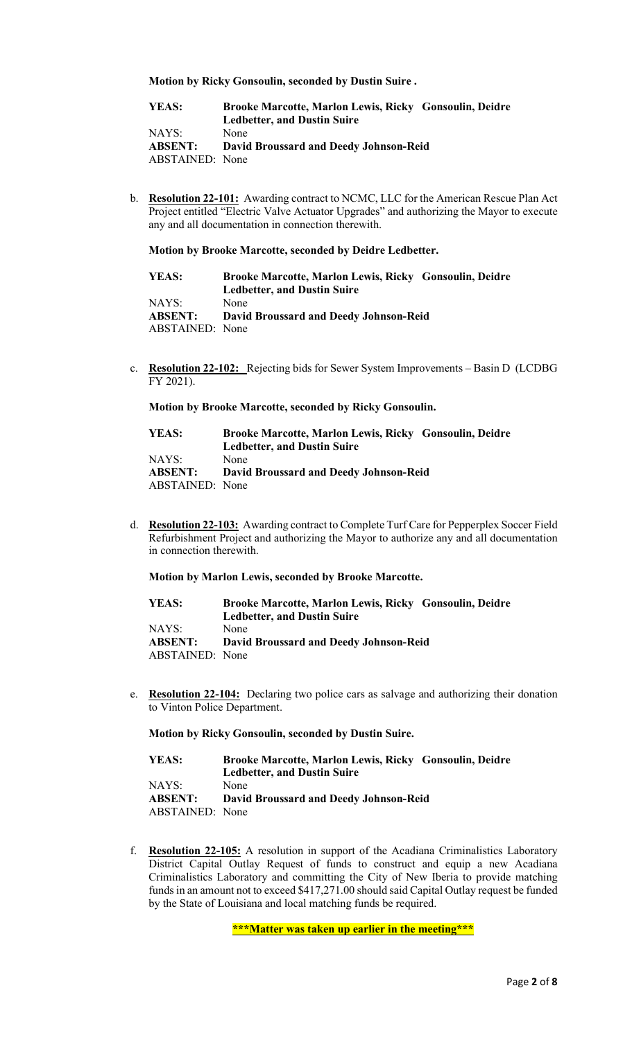**Motion by Ricky Gonsoulin, seconded by Dustin Suire .**

**YEAS:** **Brooke Marcotte, Marlon Lewis, Ricky Gonsoulin, Deidre Ledbetter, and Dustin Suire**
NAYS: None
**ABSENT:** **David Broussard and Deedy Johnson-Reid**
ABSTAINED: None

b. **Resolution 22-101:** Awarding contract to NCMC, LLC for the American Rescue Plan Act Project entitled "Electric Valve Actuator Upgrades" and authorizing the Mayor to execute any and all documentation in connection therewith.

**Motion by Brooke Marcotte, seconded by Deidre Ledbetter.**

**YEAS:** **Brooke Marcotte, Marlon Lewis, Ricky Gonsoulin, Deidre Ledbetter, and Dustin Suire**
NAYS: None
**ABSENT:** **David Broussard and Deedy Johnson-Reid**
ABSTAINED: None

c. **Resolution 22-102:** Rejecting bids for Sewer System Improvements – Basin D (LCDBG FY 2021).

**Motion by Brooke Marcotte, seconded by Ricky Gonsoulin.**

**YEAS:** **Brooke Marcotte, Marlon Lewis, Ricky Gonsoulin, Deidre Ledbetter, and Dustin Suire**
NAYS: None
**ABSENT:** **David Broussard and Deedy Johnson-Reid**
ABSTAINED: None

d. **Resolution 22-103:** Awarding contract to Complete Turf Care for Pepperplex Soccer Field Refurbishment Project and authorizing the Mayor to authorize any and all documentation in connection therewith.

**Motion by Marlon Lewis, seconded by Brooke Marcotte.**

**YEAS:** **Brooke Marcotte, Marlon Lewis, Ricky Gonsoulin, Deidre Ledbetter, and Dustin Suire**
NAYS: None
**ABSENT:** **David Broussard and Deedy Johnson-Reid**
ABSTAINED: None

e. **Resolution 22-104:** Declaring two police cars as salvage and authorizing their donation to Vinton Police Department.

**Motion by Ricky Gonsoulin, seconded by Dustin Suire.**

**YEAS:** **Brooke Marcotte, Marlon Lewis, Ricky Gonsoulin, Deidre Ledbetter, and Dustin Suire**
NAYS: None
**ABSENT:** **David Broussard and Deedy Johnson-Reid**
ABSTAINED: None

f. **Resolution 22-105:** A resolution in support of the Acadiana Criminalistics Laboratory District Capital Outlay Request of funds to construct and equip a new Acadiana Criminalistics Laboratory and committing the City of New Iberia to provide matching funds in an amount not to exceed $417,271.00 should said Capital Outlay request be funded by the State of Louisiana and local matching funds be required.

**\*\*\*Matter was taken up earlier in the meeting\*\*\***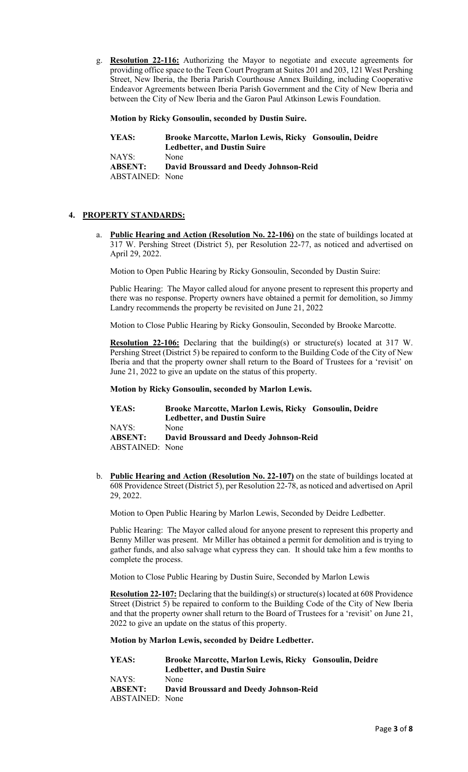g. **Resolution 22-116:** Authorizing the Mayor to negotiate and execute agreements for providing office space to the Teen Court Program at Suites 201 and 203, 121 West Pershing Street, New Iberia, the Iberia Parish Courthouse Annex Building, including Cooperative Endeavor Agreements between Iberia Parish Government and the City of New Iberia and between the City of New Iberia and the Garon Paul Atkinson Lewis Foundation.

**Motion by Ricky Gonsoulin, seconded by Dustin Suire.**

| | |
|---|---|
| **YEAS:** | **Brooke Marcotte, Marlon Lewis, Ricky Gonsoulin, Deidre Ledbetter, and Dustin Suire** |
| NAYS: | None |
| **ABSENT:** | **David Broussard and Deedy Johnson-Reid** |
| ABSTAINED: | None |

## 4. PROPERTY STANDARDS:

a. **Public Hearing and Action (Resolution No. 22-106)** on the state of buildings located at 317 W. Pershing Street (District 5), per Resolution 22-77, as noticed and advertised on April 29, 2022.

Motion to Open Public Hearing by Ricky Gonsoulin, Seconded by Dustin Suire:

Public Hearing: The Mayor called aloud for anyone present to represent this property and there was no response. Property owners have obtained a permit for demolition, so Jimmy Landry recommends the property be revisited on June 21, 2022

Motion to Close Public Hearing by Ricky Gonsoulin, Seconded by Brooke Marcotte.

**Resolution 22-106:** Declaring that the building(s) or structure(s) located at 317 W. Pershing Street (District 5) be repaired to conform to the Building Code of the City of New Iberia and that the property owner shall return to the Board of Trustees for a 'revisit' on June 21, 2022 to give an update on the status of this property.

**Motion by Ricky Gonsoulin, seconded by Marlon Lewis.**

| | |
|---|---|
| **YEAS:** | **Brooke Marcotte, Marlon Lewis, Ricky Gonsoulin, Deidre Ledbetter, and Dustin Suire** |
| NAYS: | None |
| **ABSENT:** | **David Broussard and Deedy Johnson-Reid** |
| ABSTAINED: | None |

b. **Public Hearing and Action (Resolution No. 22-107)** on the state of buildings located at 608 Providence Street (District 5), per Resolution 22-78, as noticed and advertised on April 29, 2022.

Motion to Open Public Hearing by Marlon Lewis, Seconded by Deidre Ledbetter.

Public Hearing: The Mayor called aloud for anyone present to represent this property and Benny Miller was present. Mr Miller has obtained a permit for demolition and is trying to gather funds, and also salvage what cypress they can. It should take him a few months to complete the process.

Motion to Close Public Hearing by Dustin Suire, Seconded by Marlon Lewis

**Resolution 22-107:** Declaring that the building(s) or structure(s) located at 608 Providence Street (District 5) be repaired to conform to the Building Code of the City of New Iberia and that the property owner shall return to the Board of Trustees for a 'revisit' on June 21, 2022 to give an update on the status of this property.

**Motion by Marlon Lewis, seconded by Deidre Ledbetter.**

| | |
|---|---|
| **YEAS:** | **Brooke Marcotte, Marlon Lewis, Ricky Gonsoulin, Deidre Ledbetter, and Dustin Suire** |
| NAYS: | None |
| **ABSENT:** | **David Broussard and Deedy Johnson-Reid** |
| ABSTAINED: | None |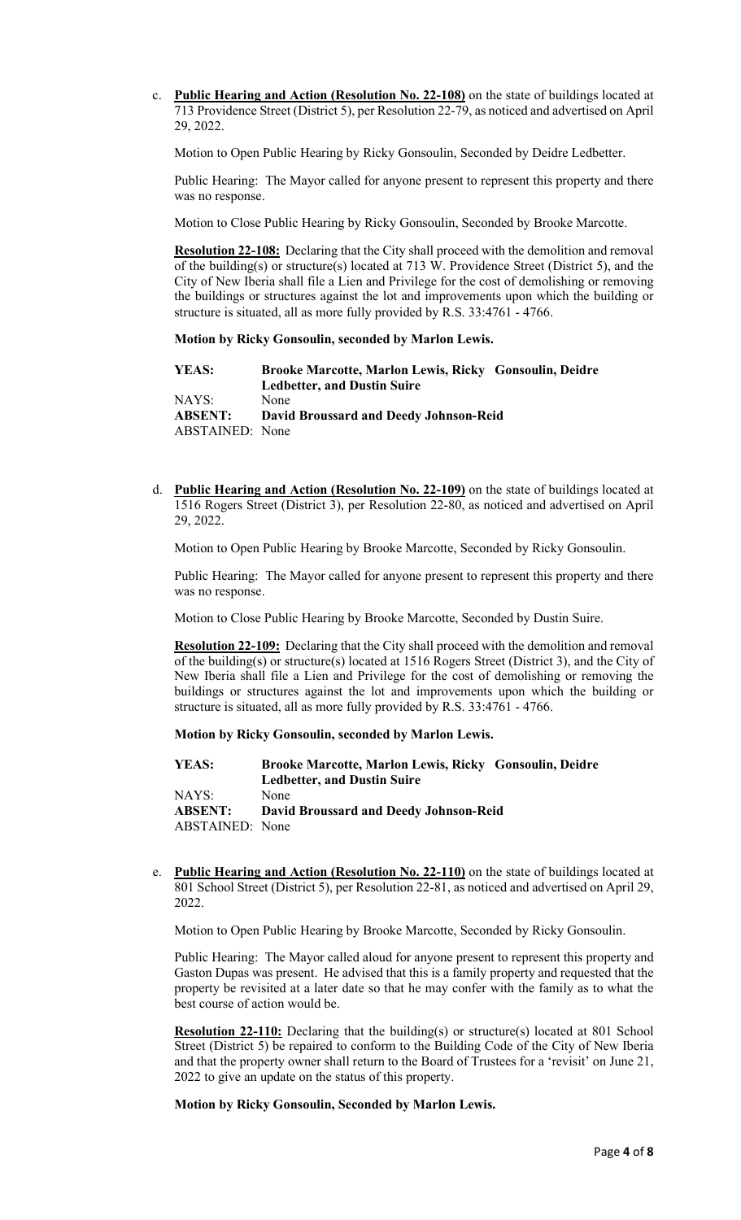c. **Public Hearing and Action (Resolution No. 22-108)** on the state of buildings located at 713 Providence Street (District 5), per Resolution 22-79, as noticed and advertised on April 29, 2022.

   Motion to Open Public Hearing by Ricky Gonsoulin, Seconded by Deidre Ledbetter.

   Public Hearing: The Mayor called for anyone present to represent this property and there was no response.

   Motion to Close Public Hearing by Ricky Gonsoulin, Seconded by Brooke Marcotte.

   **Resolution 22-108:** Declaring that the City shall proceed with the demolition and removal of the building(s) or structure(s) located at 713 W. Providence Street (District 5), and the City of New Iberia shall file a Lien and Privilege for the cost of demolishing or removing the buildings or structures against the lot and improvements upon which the building or structure is situated, all as more fully provided by R.S. 33:4761 - 4766.

   **Motion by Ricky Gonsoulin, seconded by Marlon Lewis.**

   **YEAS:** **Brooke Marcotte, Marlon Lewis, Ricky Gonsoulin, Deidre Ledbetter, and Dustin Suire**
   NAYS: None
   **ABSENT:** **David Broussard and Deedy Johnson-Reid**
   ABSTAINED: None

d. **Public Hearing and Action (Resolution No. 22-109)** on the state of buildings located at 1516 Rogers Street (District 3), per Resolution 22-80, as noticed and advertised on April 29, 2022.

   Motion to Open Public Hearing by Brooke Marcotte, Seconded by Ricky Gonsoulin.

   Public Hearing: The Mayor called for anyone present to represent this property and there was no response.

   Motion to Close Public Hearing by Brooke Marcotte, Seconded by Dustin Suire.

   **Resolution 22-109:** Declaring that the City shall proceed with the demolition and removal of the building(s) or structure(s) located at 1516 Rogers Street (District 3), and the City of New Iberia shall file a Lien and Privilege for the cost of demolishing or removing the buildings or structures against the lot and improvements upon which the building or structure is situated, all as more fully provided by R.S. 33:4761 - 4766.

   **Motion by Ricky Gonsoulin, seconded by Marlon Lewis.**

   **YEAS:** **Brooke Marcotte, Marlon Lewis, Ricky Gonsoulin, Deidre Ledbetter, and Dustin Suire**
   NAYS: None
   **ABSENT:** **David Broussard and Deedy Johnson-Reid**
   ABSTAINED: None

e. **Public Hearing and Action (Resolution No. 22-110)** on the state of buildings located at 801 School Street (District 5), per Resolution 22-81, as noticed and advertised on April 29, 2022.

   Motion to Open Public Hearing by Brooke Marcotte, Seconded by Ricky Gonsoulin.

   Public Hearing: The Mayor called aloud for anyone present to represent this property and Gaston Dupas was present. He advised that this is a family property and requested that the property be revisited at a later date so that he may confer with the family as to what the best course of action would be.

   **Resolution 22-110:** Declaring that the building(s) or structure(s) located at 801 School Street (District 5) be repaired to conform to the Building Code of the City of New Iberia and that the property owner shall return to the Board of Trustees for a 'revisit' on June 21, 2022 to give an update on the status of this property.

   **Motion by Ricky Gonsoulin, Seconded by Marlon Lewis.**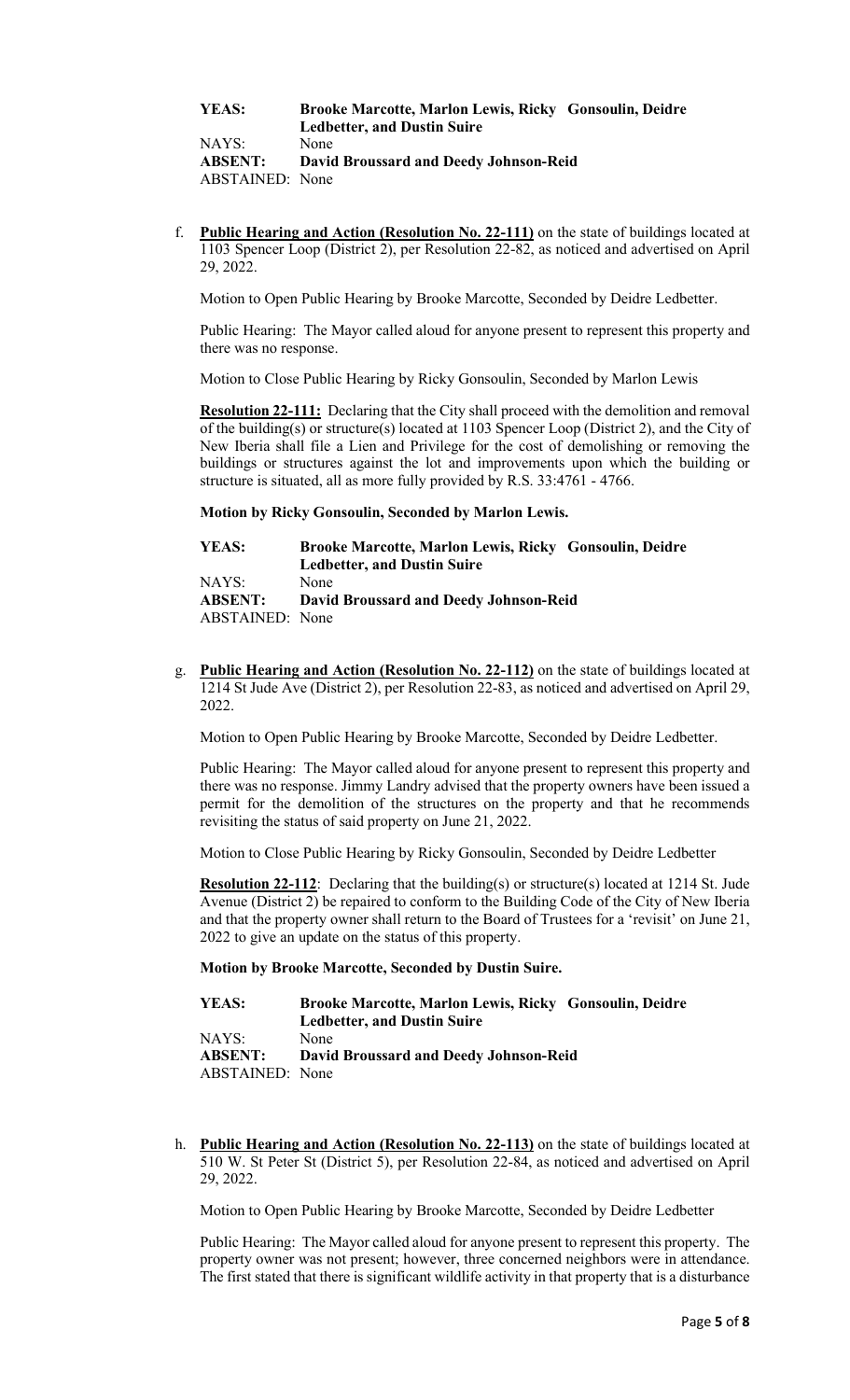**YEAS:** **Brooke Marcotte, Marlon Lewis, Ricky Gonsoulin, Deidre Ledbetter, and Dustin Suire**
NAYS: None
**ABSENT:** **David Broussard and Deedy Johnson-Reid**
ABSTAINED: None

f. **Public Hearing and Action (Resolution No. 22-111)** on the state of buildings located at 1103 Spencer Loop (District 2), per Resolution 22-82, as noticed and advertised on April 29, 2022.

Motion to Open Public Hearing by Brooke Marcotte, Seconded by Deidre Ledbetter.

Public Hearing: The Mayor called aloud for anyone present to represent this property and there was no response.

Motion to Close Public Hearing by Ricky Gonsoulin, Seconded by Marlon Lewis

**Resolution 22-111:** Declaring that the City shall proceed with the demolition and removal of the building(s) or structure(s) located at 1103 Spencer Loop (District 2), and the City of New Iberia shall file a Lien and Privilege for the cost of demolishing or removing the buildings or structures against the lot and improvements upon which the building or structure is situated, all as more fully provided by R.S. 33:4761 - 4766.

**Motion by Ricky Gonsoulin, Seconded by Marlon Lewis.**

**YEAS:** **Brooke Marcotte, Marlon Lewis, Ricky Gonsoulin, Deidre Ledbetter, and Dustin Suire**
NAYS: None
**ABSENT:** **David Broussard and Deedy Johnson-Reid**
ABSTAINED: None

g. **Public Hearing and Action (Resolution No. 22-112)** on the state of buildings located at 1214 St Jude Ave (District 2), per Resolution 22-83, as noticed and advertised on April 29, 2022.

Motion to Open Public Hearing by Brooke Marcotte, Seconded by Deidre Ledbetter.

Public Hearing: The Mayor called aloud for anyone present to represent this property and there was no response. Jimmy Landry advised that the property owners have been issued a permit for the demolition of the structures on the property and that he recommends revisiting the status of said property on June 21, 2022.

Motion to Close Public Hearing by Ricky Gonsoulin, Seconded by Deidre Ledbetter

**Resolution 22-112**: Declaring that the building(s) or structure(s) located at 1214 St. Jude Avenue (District 2) be repaired to conform to the Building Code of the City of New Iberia and that the property owner shall return to the Board of Trustees for a 'revisit' on June 21, 2022 to give an update on the status of this property.

**Motion by Brooke Marcotte, Seconded by Dustin Suire.**

**YEAS:** **Brooke Marcotte, Marlon Lewis, Ricky Gonsoulin, Deidre Ledbetter, and Dustin Suire**
NAYS: None
**ABSENT:** **David Broussard and Deedy Johnson-Reid**
ABSTAINED: None

h. **Public Hearing and Action (Resolution No. 22-113)** on the state of buildings located at 510 W. St Peter St (District 5), per Resolution 22-84, as noticed and advertised on April 29, 2022.

Motion to Open Public Hearing by Brooke Marcotte, Seconded by Deidre Ledbetter

Public Hearing: The Mayor called aloud for anyone present to represent this property. The property owner was not present; however, three concerned neighbors were in attendance. The first stated that there is significant wildlife activity in that property that is a disturbance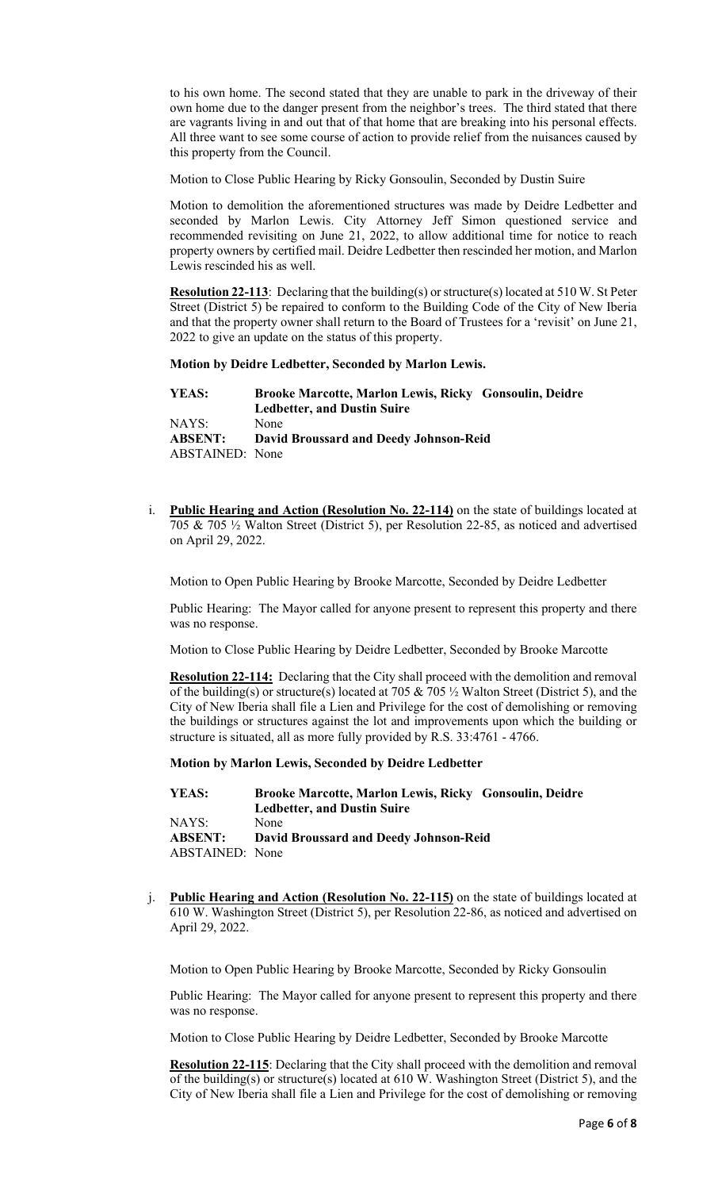to his own home. The second stated that they are unable to park in the driveway of their own home due to the danger present from the neighbor's trees. The third stated that there are vagrants living in and out that of that home that are breaking into his personal effects. All three want to see some course of action to provide relief from the nuisances caused by this property from the Council.

Motion to Close Public Hearing by Ricky Gonsoulin, Seconded by Dustin Suire

Motion to demolition the aforementioned structures was made by Deidre Ledbetter and seconded by Marlon Lewis. City Attorney Jeff Simon questioned service and recommended revisiting on June 21, 2022, to allow additional time for notice to reach property owners by certified mail. Deidre Ledbetter then rescinded her motion, and Marlon Lewis rescinded his as well.

**Resolution 22-113**: Declaring that the building(s) or structure(s) located at 510 W. St Peter Street (District 5) be repaired to conform to the Building Code of the City of New Iberia and that the property owner shall return to the Board of Trustees for a 'revisit' on June 21, 2022 to give an update on the status of this property.

**Motion by Deidre Ledbetter, Seconded by Marlon Lewis.**

**YEAS:** **Brooke Marcotte, Marlon Lewis, Ricky Gonsoulin, Deidre Ledbetter, and Dustin Suire**
NAYS: None
**ABSENT:** **David Broussard and Deedy Johnson-Reid**
ABSTAINED: None

i. **Public Hearing and Action (Resolution No. 22-114)** on the state of buildings located at 705 & 705 ½ Walton Street (District 5), per Resolution 22-85, as noticed and advertised on April 29, 2022.

Motion to Open Public Hearing by Brooke Marcotte, Seconded by Deidre Ledbetter

Public Hearing: The Mayor called for anyone present to represent this property and there was no response.

Motion to Close Public Hearing by Deidre Ledbetter, Seconded by Brooke Marcotte

**Resolution 22-114:** Declaring that the City shall proceed with the demolition and removal of the building(s) or structure(s) located at 705 & 705 ½ Walton Street (District 5), and the City of New Iberia shall file a Lien and Privilege for the cost of demolishing or removing the buildings or structures against the lot and improvements upon which the building or structure is situated, all as more fully provided by R.S. 33:4761 - 4766.

**Motion by Marlon Lewis, Seconded by Deidre Ledbetter**

**YEAS:** **Brooke Marcotte, Marlon Lewis, Ricky Gonsoulin, Deidre Ledbetter, and Dustin Suire**
NAYS: None
**ABSENT:** **David Broussard and Deedy Johnson-Reid**
ABSTAINED: None

j. **Public Hearing and Action (Resolution No. 22-115)** on the state of buildings located at 610 W. Washington Street (District 5), per Resolution 22-86, as noticed and advertised on April 29, 2022.

Motion to Open Public Hearing by Brooke Marcotte, Seconded by Ricky Gonsoulin

Public Hearing: The Mayor called for anyone present to represent this property and there was no response.

Motion to Close Public Hearing by Deidre Ledbetter, Seconded by Brooke Marcotte

**Resolution 22-115**: Declaring that the City shall proceed with the demolition and removal of the building(s) or structure(s) located at 610 W. Washington Street (District 5), and the City of New Iberia shall file a Lien and Privilege for the cost of demolishing or removing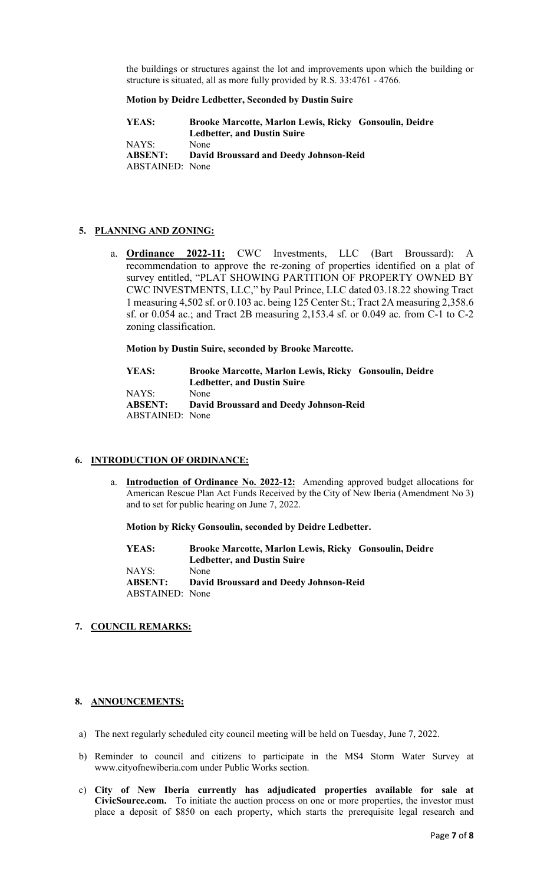the buildings or structures against the lot and improvements upon which the building or structure is situated, all as more fully provided by R.S. 33:4761 - 4766.

**Motion by Deidre Ledbetter, Seconded by Dustin Suire**

**YEAS:** **Brooke Marcotte, Marlon Lewis, Ricky Gonsoulin, Deidre Ledbetter, and Dustin Suire**
NAYS: None
**ABSENT:** **David Broussard and Deedy Johnson-Reid**
ABSTAINED: None

## 5. PLANNING AND ZONING:

a. **Ordinance 2022-11:** CWC Investments, LLC (Bart Broussard): A recommendation to approve the re-zoning of properties identified on a plat of survey entitled, "PLAT SHOWING PARTITION OF PROPERTY OWNED BY CWC INVESTMENTS, LLC," by Paul Prince, LLC dated 03.18.22 showing Tract 1 measuring 4,502 sf. or 0.103 ac. being 125 Center St.; Tract 2A measuring 2,358.6 sf. or 0.054 ac.; and Tract 2B measuring 2,153.4 sf. or 0.049 ac. from C-1 to C-2 zoning classification.

**Motion by Dustin Suire, seconded by Brooke Marcotte.**

**YEAS:** **Brooke Marcotte, Marlon Lewis, Ricky Gonsoulin, Deidre Ledbetter, and Dustin Suire**
NAYS: None
**ABSENT:** **David Broussard and Deedy Johnson-Reid**
ABSTAINED: None

## 6. INTRODUCTION OF ORDINANCE:

a. **Introduction of Ordinance No. 2022-12:** Amending approved budget allocations for American Rescue Plan Act Funds Received by the City of New Iberia (Amendment No 3) and to set for public hearing on June 7, 2022.

**Motion by Ricky Gonsoulin, seconded by Deidre Ledbetter.**

**YEAS:** **Brooke Marcotte, Marlon Lewis, Ricky Gonsoulin, Deidre Ledbetter, and Dustin Suire**
NAYS: None
**ABSENT:** **David Broussard and Deedy Johnson-Reid**
ABSTAINED: None

## 7. COUNCIL REMARKS:

## 8. ANNOUNCEMENTS:

a) The next regularly scheduled city council meeting will be held on Tuesday, June 7, 2022.

b) Reminder to council and citizens to participate in the MS4 Storm Water Survey at www.cityofnewiberia.com under Public Works section.

c) **City of New Iberia currently has adjudicated properties available for sale at CivicSource.com.** To initiate the auction process on one or more properties, the investor must place a deposit of $850 on each property, which starts the prerequisite legal research and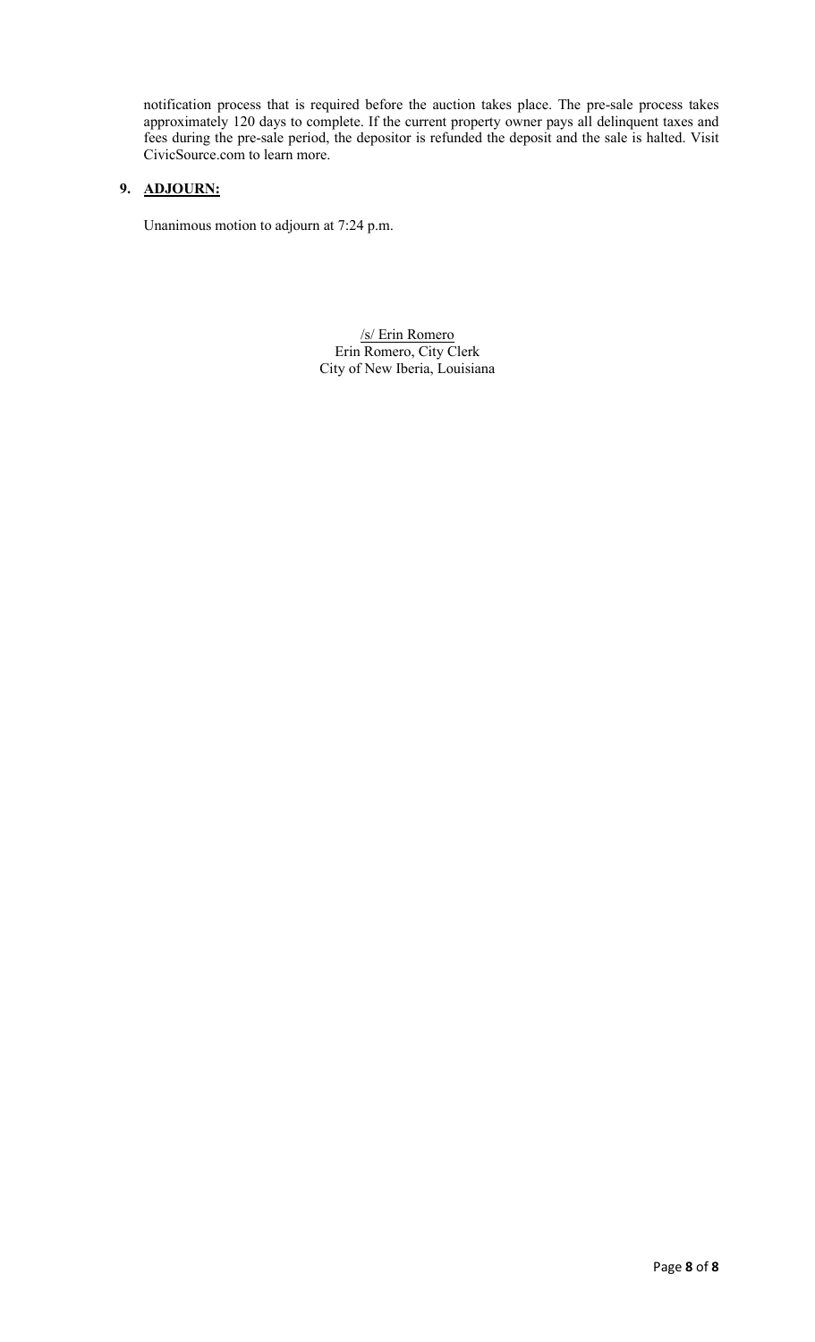notification process that is required before the auction takes place. The pre-sale process takes approximately 120 days to complete. If the current property owner pays all delinquent taxes and fees during the pre-sale period, the depositor is refunded the deposit and the sale is halted. Visit CivicSource.com to learn more.

## 9. ADJOURN:

Unanimous motion to adjourn at 7:24 p.m.

/s/ Erin Romero
Erin Romero, City Clerk
City of New Iberia, Louisiana